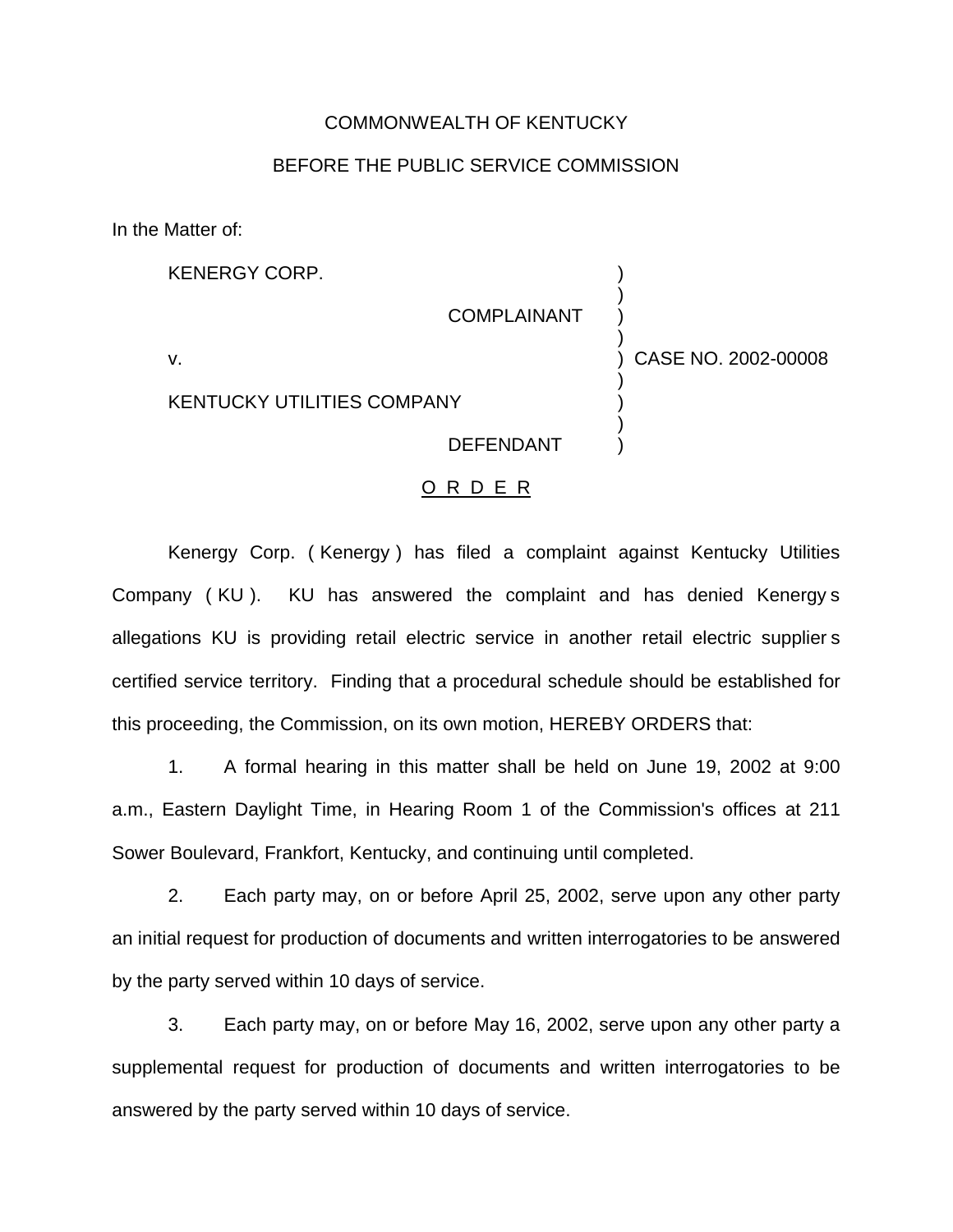COMMONWEALTH OF KENTUCKY

BEFORE THE PUBLIC SERVICE COMMISSION

In the Matter of:

| | | |
|---|---|---|
| KENERGY CORP. | ) | |
| COMPLAINANT | ) | |
| v. | ) | CASE NO. 2002-00008 |
| KENTUCKY UTILITIES COMPANY | ) | |
| DEFENDANT | ) | |

O R D E R

Kenergy Corp. ( Kenergy ) has filed a complaint against Kentucky Utilities Company ( KU ). KU has answered the complaint and has denied Kenergy s allegations KU is providing retail electric service in another retail electric supplier s certified service territory. Finding that a procedural schedule should be established for this proceeding, the Commission, on its own motion, HEREBY ORDERS that:

1. A formal hearing in this matter shall be held on June 19, 2002 at 9:00 a.m., Eastern Daylight Time, in Hearing Room 1 of the Commission's offices at 211 Sower Boulevard, Frankfort, Kentucky, and continuing until completed.

2. Each party may, on or before April 25, 2002, serve upon any other party an initial request for production of documents and written interrogatories to be answered by the party served within 10 days of service.

3. Each party may, on or before May 16, 2002, serve upon any other party a supplemental request for production of documents and written interrogatories to be answered by the party served within 10 days of service.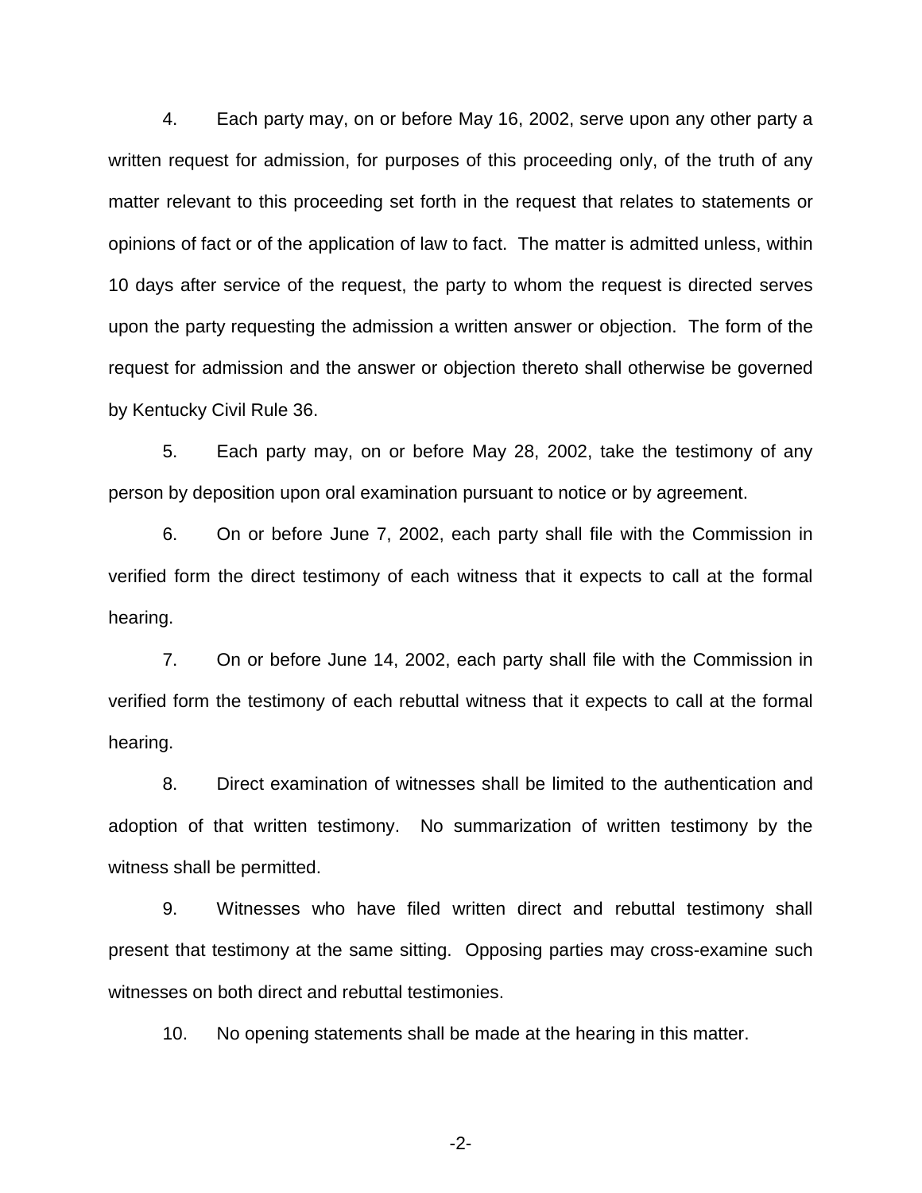4. Each party may, on or before May 16, 2002, serve upon any other party a written request for admission, for purposes of this proceeding only, of the truth of any matter relevant to this proceeding set forth in the request that relates to statements or opinions of fact or of the application of law to fact. The matter is admitted unless, within 10 days after service of the request, the party to whom the request is directed serves upon the party requesting the admission a written answer or objection. The form of the request for admission and the answer or objection thereto shall otherwise be governed by Kentucky Civil Rule 36.

5. Each party may, on or before May 28, 2002, take the testimony of any person by deposition upon oral examination pursuant to notice or by agreement.

6. On or before June 7, 2002, each party shall file with the Commission in verified form the direct testimony of each witness that it expects to call at the formal hearing.

7. On or before June 14, 2002, each party shall file with the Commission in verified form the testimony of each rebuttal witness that it expects to call at the formal hearing.

8. Direct examination of witnesses shall be limited to the authentication and adoption of that written testimony. No summarization of written testimony by the witness shall be permitted.

9. Witnesses who have filed written direct and rebuttal testimony shall present that testimony at the same sitting. Opposing parties may cross-examine such witnesses on both direct and rebuttal testimonies.

10. No opening statements shall be made at the hearing in this matter.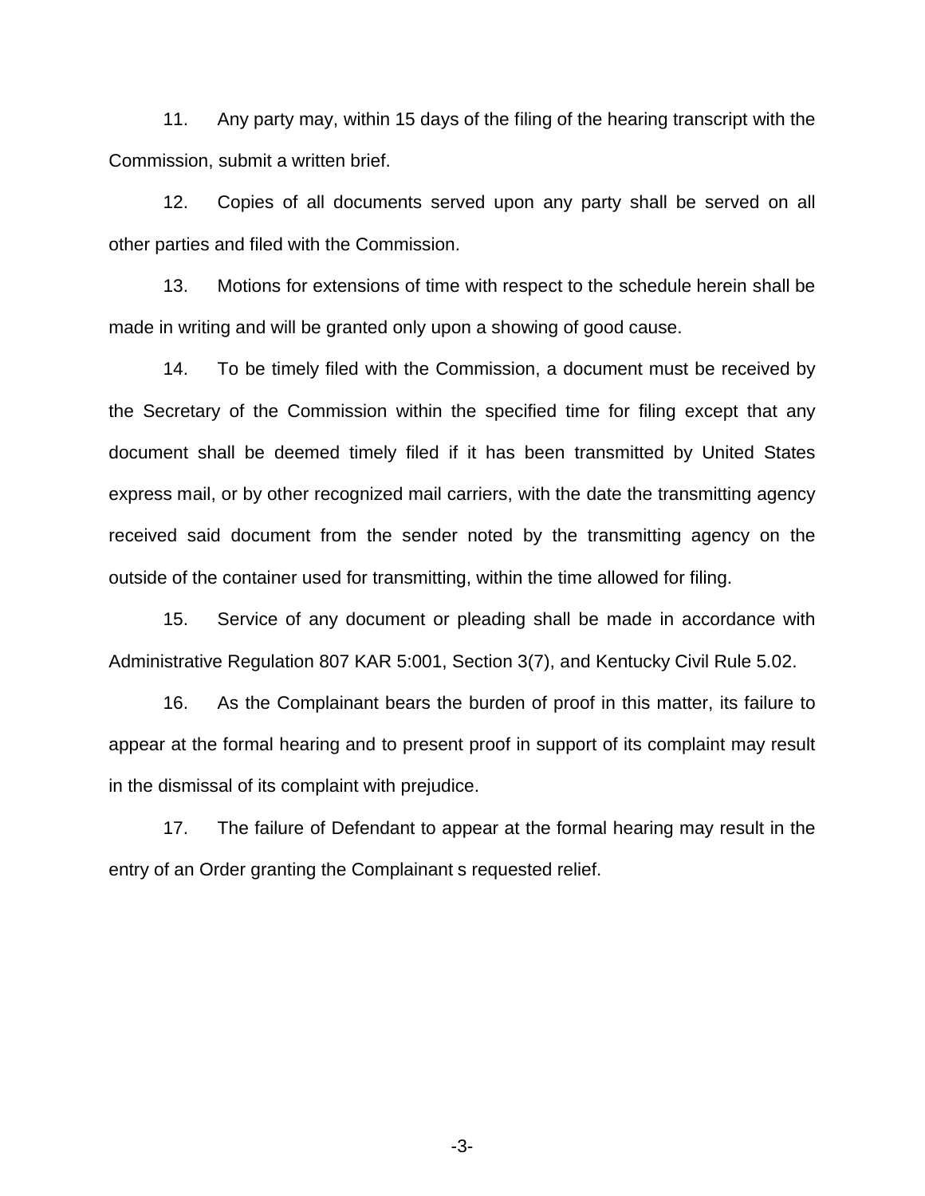11. Any party may, within 15 days of the filing of the hearing transcript with the Commission, submit a written brief.

12. Copies of all documents served upon any party shall be served on all other parties and filed with the Commission.

13. Motions for extensions of time with respect to the schedule herein shall be made in writing and will be granted only upon a showing of good cause.

14. To be timely filed with the Commission, a document must be received by the Secretary of the Commission within the specified time for filing except that any document shall be deemed timely filed if it has been transmitted by United States express mail, or by other recognized mail carriers, with the date the transmitting agency received said document from the sender noted by the transmitting agency on the outside of the container used for transmitting, within the time allowed for filing.

15. Service of any document or pleading shall be made in accordance with Administrative Regulation 807 KAR 5:001, Section 3(7), and Kentucky Civil Rule 5.02.

16. As the Complainant bears the burden of proof in this matter, its failure to appear at the formal hearing and to present proof in support of its complaint may result in the dismissal of its complaint with prejudice.

17. The failure of Defendant to appear at the formal hearing may result in the entry of an Order granting the Complainant s requested relief.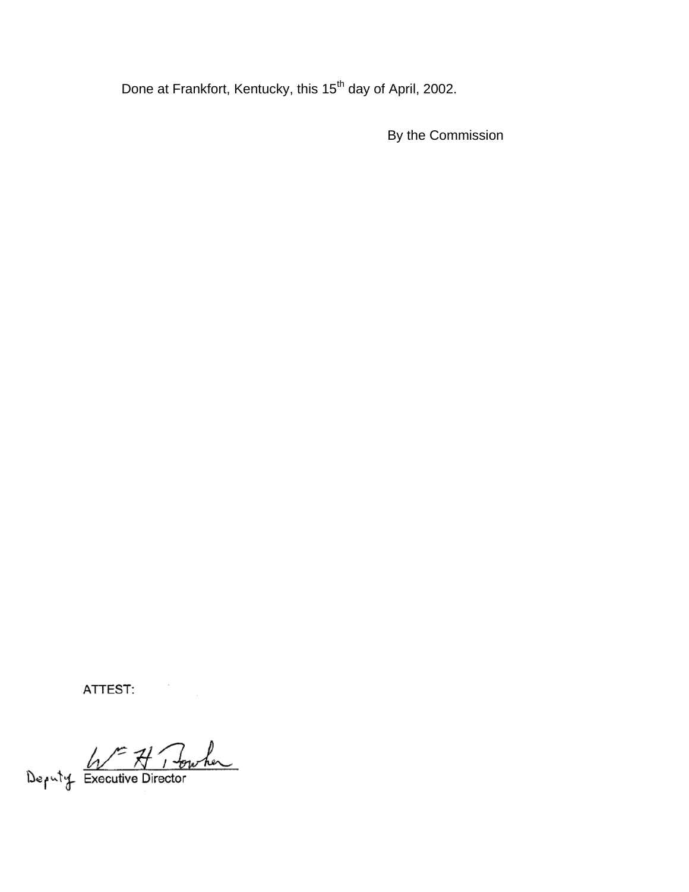Done at Frankfort, Kentucky, this 15th day of April, 2002.

By the Commission

ATTEST:

Deputy Executive Director